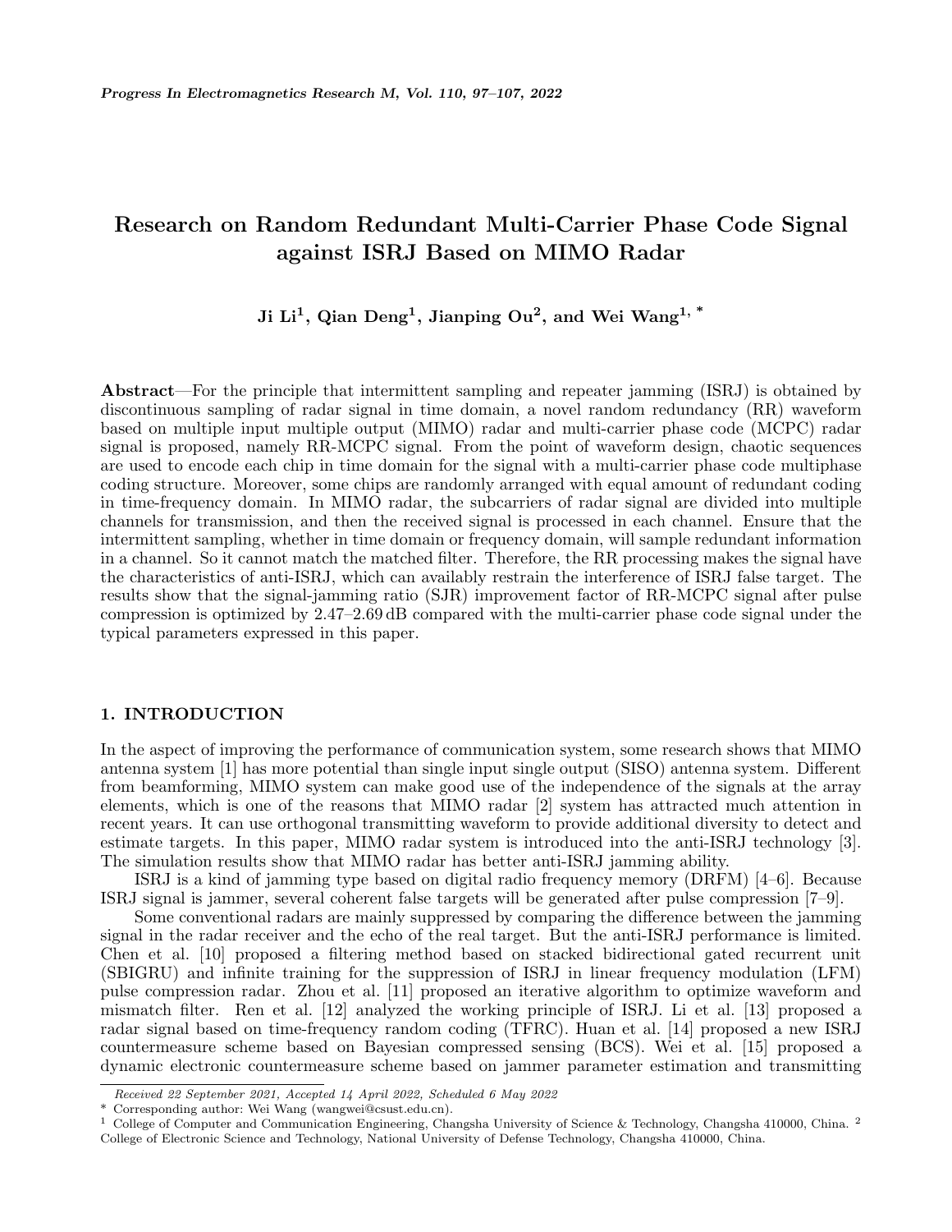# Research on Random Redundant Multi-Carrier Phase Code Signal against ISRJ Based on MIMO Radar

**Ji Li[1], Qian Deng[1], Jianping Ou[2], and Wei Wang[1, *]**

**Abstract**—For the principle that intermittent sampling and repeater jamming (ISRJ) is obtained by discontinuous sampling of radar signal in time domain, a novel random redundancy (RR) waveform based on multiple input multiple output (MIMO) radar and multi-carrier phase code (MCPC) radar signal is proposed, namely RR-MCPC signal. From the point of waveform design, chaotic sequences are used to encode each chip in time domain for the signal with a multi-carrier phase code multiphase coding structure. Moreover, some chips are randomly arranged with equal amount of redundant coding in time-frequency domain. In MIMO radar, the subcarriers of radar signal are divided into multiple channels for transmission, and then the received signal is processed in each channel. Ensure that the intermittent sampling, whether in time domain or frequency domain, will sample redundant information in a channel. So it cannot match the matched filter. Therefore, the RR processing makes the signal have the characteristics of anti-ISRJ, which can availably restrain the interference of ISRJ false target. The results show that the signal-jamming ratio (SJR) improvement factor of RR-MCPC signal after pulse compression is optimized by 2.47–2.69 dB compared with the multi-carrier phase code signal under the typical parameters expressed in this paper.

## 1. INTRODUCTION

In the aspect of improving the performance of communication system, some research shows that MIMO antenna system [1] has more potential than single input single output (SISO) antenna system. Different from beamforming, MIMO system can make good use of the independence of the signals at the array elements, which is one of the reasons that MIMO radar [2] system has attracted much attention in recent years. It can use orthogonal transmitting waveform to provide additional diversity to detect and estimate targets. In this paper, MIMO radar system is introduced into the anti-ISRJ technology [3]. The simulation results show that MIMO radar has better anti-ISRJ jamming ability.

ISRJ is a kind of jamming type based on digital radio frequency memory (DRFM) [4–6]. Because ISRJ signal is jammer, several coherent false targets will be generated after pulse compression [7–9].

Some conventional radars are mainly suppressed by comparing the difference between the jamming signal in the radar receiver and the echo of the real target. But the anti-ISRJ performance is limited. Chen et al. [10] proposed a filtering method based on stacked bidirectional gated recurrent unit (SBIGRU) and infinite training for the suppression of ISRJ in linear frequency modulation (LFM) pulse compression radar. Zhou et al. [11] proposed an iterative algorithm to optimize waveform and mismatch filter. Ren et al. [12] analyzed the working principle of ISRJ. Li et al. [13] proposed a radar signal based on time-frequency random coding (TFRC). Huan et al. [14] proposed a new ISRJ countermeasure scheme based on Bayesian compressed sensing (BCS). Wei et al. [15] proposed a dynamic electronic countermeasure scheme based on jammer parameter estimation and transmitting

*Received 22 September 2021, Accepted 14 April 2022, Scheduled 6 May 2022*

\* Corresponding author: Wei Wang (wangwei@csust.edu.cn).

[1] College of Computer and Communication Engineering, Changsha University of Science & Technology, Changsha 410000, China. [2] College of Electronic Science and Technology, National University of Defense Technology, Changsha 410000, China.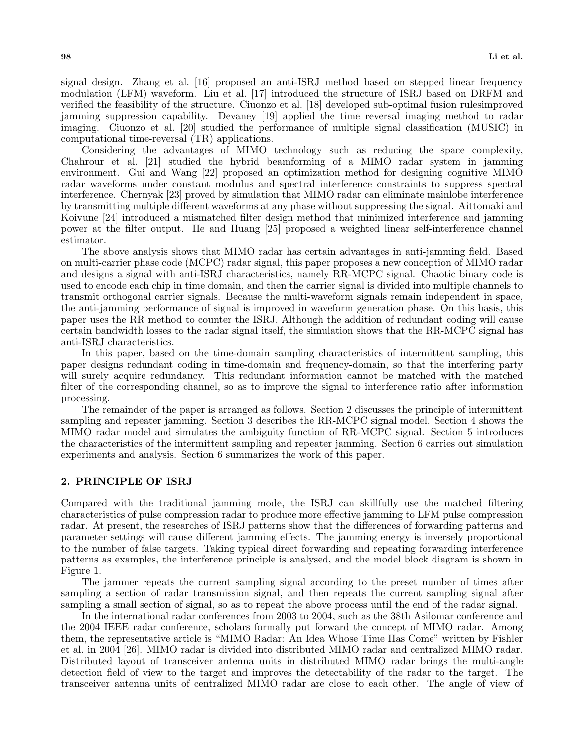signal design. Zhang et al. [16] proposed an anti-ISRJ method based on stepped linear frequency modulation (LFM) waveform. Liu et al. [17] introduced the structure of ISRJ based on DRFM and verified the feasibility of the structure. Ciuonzo et al. [18] developed sub-optimal fusion rulesimproved jamming suppression capability. Devaney [19] applied the time reversal imaging method to radar imaging. Ciuonzo et al. [20] studied the performance of multiple signal classification (MUSIC) in computational time-reversal (TR) applications.

Considering the advantages of MIMO technology such as reducing the space complexity, Chahrour et al. [21] studied the hybrid beamforming of a MIMO radar system in jamming environment. Gui and Wang [22] proposed an optimization method for designing cognitive MIMO radar waveforms under constant modulus and spectral interference constraints to suppress spectral interference. Chernyak [23] proved by simulation that MIMO radar can eliminate mainlobe interference by transmitting multiple different waveforms at any phase without suppressing the signal. Aittomaki and Koivune [24] introduced a mismatched filter design method that minimized interference and jamming power at the filter output. He and Huang [25] proposed a weighted linear self-interference channel estimator.

The above analysis shows that MIMO radar has certain advantages in anti-jamming field. Based on multi-carrier phase code (MCPC) radar signal, this paper proposes a new conception of MIMO radar and designs a signal with anti-ISRJ characteristics, namely RR-MCPC signal. Chaotic binary code is used to encode each chip in time domain, and then the carrier signal is divided into multiple channels to transmit orthogonal carrier signals. Because the multi-waveform signals remain independent in space, the anti-jamming performance of signal is improved in waveform generation phase. On this basis, this paper uses the RR method to counter the ISRJ. Although the addition of redundant coding will cause certain bandwidth losses to the radar signal itself, the simulation shows that the RR-MCPC signal has anti-ISRJ characteristics.

In this paper, based on the time-domain sampling characteristics of intermittent sampling, this paper designs redundant coding in time-domain and frequency-domain, so that the interfering party will surely acquire redundancy. This redundant information cannot be matched with the matched filter of the corresponding channel, so as to improve the signal to interference ratio after information processing.

The remainder of the paper is arranged as follows. Section 2 discusses the principle of intermittent sampling and repeater jamming. Section 3 describes the RR-MCPC signal model. Section 4 shows the MIMO radar model and simulates the ambiguity function of RR-MCPC signal. Section 5 introduces the characteristics of the intermittent sampling and repeater jamming. Section 6 carries out simulation experiments and analysis. Section 6 summarizes the work of this paper.

## 2. PRINCIPLE OF ISRJ

Compared with the traditional jamming mode, the ISRJ can skillfully use the matched filtering characteristics of pulse compression radar to produce more effective jamming to LFM pulse compression radar. At present, the researches of ISRJ patterns show that the differences of forwarding patterns and parameter settings will cause different jamming effects. The jamming energy is inversely proportional to the number of false targets. Taking typical direct forwarding and repeating forwarding interference patterns as examples, the interference principle is analysed, and the model block diagram is shown in Figure 1.

The jammer repeats the current sampling signal according to the preset number of times after sampling a section of radar transmission signal, and then repeats the current sampling signal after sampling a small section of signal, so as to repeat the above process until the end of the radar signal.

In the international radar conferences from 2003 to 2004, such as the 38th Asilomar conference and the 2004 IEEE radar conference, scholars formally put forward the concept of MIMO radar. Among them, the representative article is "MIMO Radar: An Idea Whose Time Has Come" written by Fishler et al. in 2004 [26]. MIMO radar is divided into distributed MIMO radar and centralized MIMO radar. Distributed layout of transceiver antenna units in distributed MIMO radar brings the multi-angle detection field of view to the target and improves the detectability of the radar to the target. The transceiver antenna units of centralized MIMO radar are close to each other. The angle of view of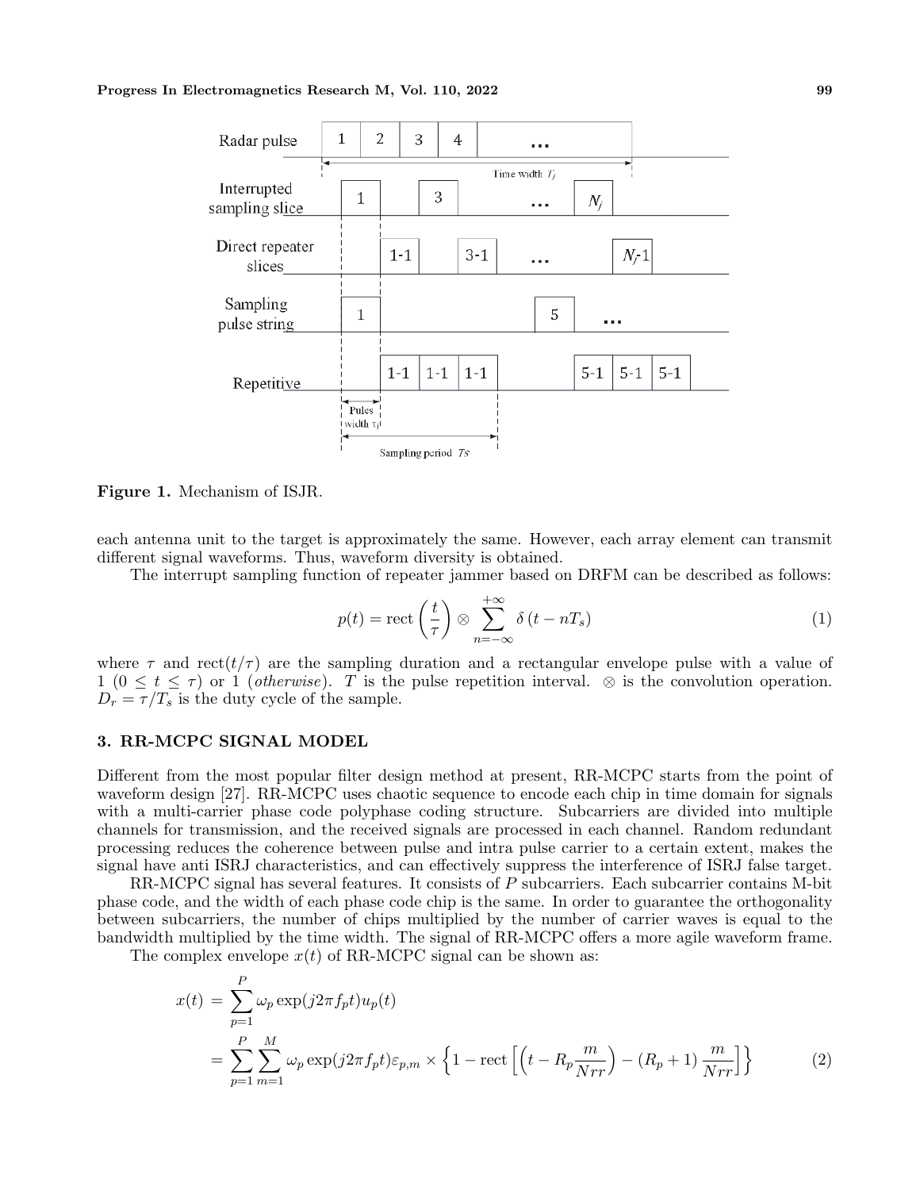Figure 1. Mechanism of ISJR.

each antenna unit to the target is approximately the same. However, each array element can transmit different signal waveforms. Thus, waveform diversity is obtained.

The interrupt sampling function of repeater jammer based on DRFM can be described as follows:

$$p(t) = \mathrm{rect}\left(\frac{t}{\tau}\right) \otimes \sum_{n=-\infty}^{+\infty} \delta\left(t - nT_s\right) \tag{1}$$

where $\tau$ and $\mathrm{rect}(t/\tau)$ are the sampling duration and a rectangular envelope pulse with a value of 1 ($0 \leq t \leq \tau$) or 1 (*otherwise*). $T$ is the pulse repetition interval. $\otimes$ is the convolution operation. $D_r = \tau/T_s$ is the duty cycle of the sample.

## 3. RR-MCPC SIGNAL MODEL

Different from the most popular filter design method at present, RR-MCPC starts from the point of waveform design [27]. RR-MCPC uses chaotic sequence to encode each chip in time domain for signals with a multi-carrier phase code polyphase coding structure. Subcarriers are divided into multiple channels for transmission, and the received signals are processed in each channel. Random redundant processing reduces the coherence between pulse and intra pulse carrier to a certain extent, makes the signal have anti ISRJ characteristics, and can effectively suppress the interference of ISRJ false target.

RR-MCPC signal has several features. It consists of $P$ subcarriers. Each subcarrier contains M-bit phase code, and the width of each phase code chip is the same. In order to guarantee the orthogonality between subcarriers, the number of chips multiplied by the number of carrier waves is equal to the bandwidth multiplied by the time width. The signal of RR-MCPC offers a more agile waveform frame.

The complex envelope $x(t)$ of RR-MCPC signal can be shown as:

$$\begin{aligned} x(t) &= \sum_{p=1}^{P} \omega_p \exp(j2\pi f_p t) u_p(t) \\ &= \sum_{p=1}^{P} \sum_{m=1}^{M} \omega_p \exp(j2\pi f_p t) \varepsilon_{p,m} \times \left\{1 - \mathrm{rect}\left[\left(t - R_p \frac{m}{Nrr}\right) - (R_p + 1)\frac{m}{Nrr}\right]\right\} \end{aligned} \tag{2}$$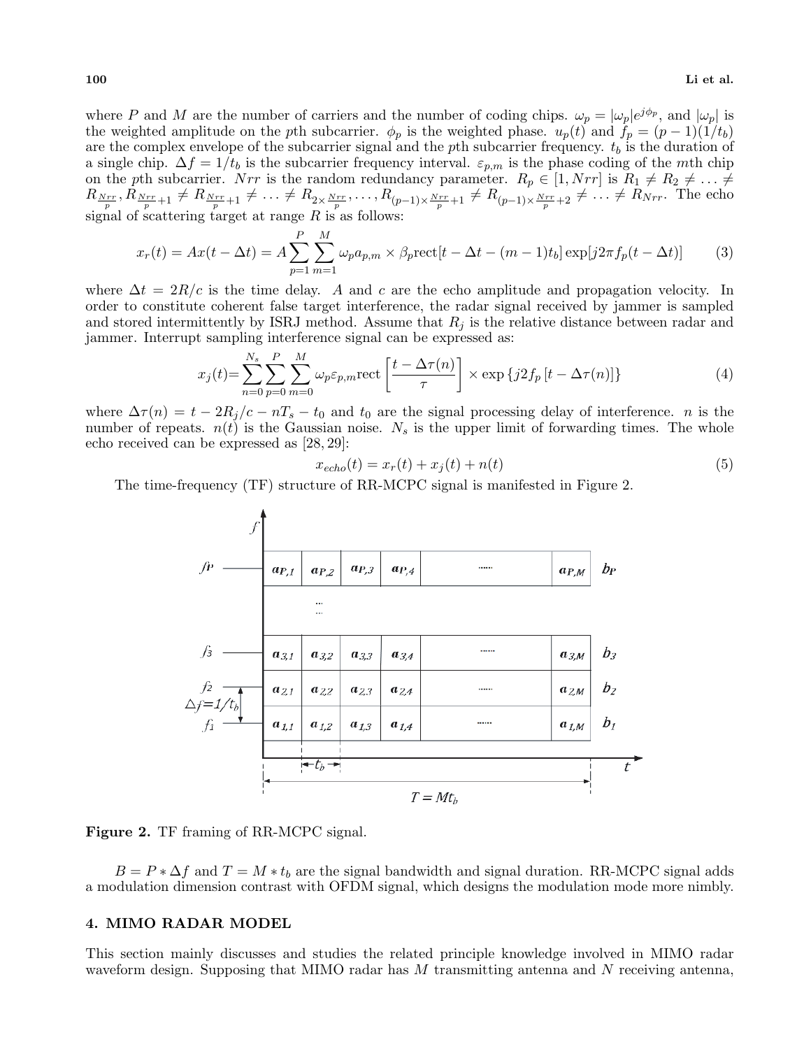where $P$ and $M$ are the number of carriers and the number of coding chips. $\omega_p = |\omega_p|e^{j\phi_p}$, and $|\omega_p|$ is the weighted amplitude on the $p$th subcarrier. $\phi_p$ is the weighted phase. $u_p(t)$ and $f_p = (p-1)(1/t_b)$ are the complex envelope of the subcarrier signal and the $p$th subcarrier frequency. $t_b$ is the duration of a single chip. $\Delta f = 1/t_b$ is the subcarrier frequency interval. $\varepsilon_{p,m}$ is the phase coding of the $m$th chip on the $p$th subcarrier. $Nrr$ is the random redundancy parameter. $R_p \in [1, Nrr]$ is $R_1 \neq R_2 \neq \ldots \neq R_{\frac{Nrr}{p}}, R_{\frac{Nrr}{p}+1} \neq R_{\frac{Nrr}{p}+1} \neq \ldots \neq R_{2\times\frac{Nrr}{p}}, \ldots, R_{(p-1)\times\frac{Nrr}{p}+1} \neq R_{(p-1)\times\frac{Nrr}{p}+2} \neq \ldots \neq R_{Nrr}$. The echo signal of scattering target at range $R$ is as follows:

$$x_r(t) = Ax(t-\Delta t) = A\sum_{p=1}^{P}\sum_{m=1}^{M}\omega_p a_{p,m} \times \beta_p \text{rect}[t-\Delta t-(m-1)t_b]\exp[j2\pi f_p(t-\Delta t)] \tag{3}$$

where $\Delta t = 2R/c$ is the time delay. $A$ and $c$ are the echo amplitude and propagation velocity. In order to constitute coherent false target interference, the radar signal received by jammer is sampled and stored intermittently by ISRJ method. Assume that $R_j$ is the relative distance between radar and jammer. Interrupt sampling interference signal can be expressed as:

$$x_j(t) = \sum_{n=0}^{N_s}\sum_{p=0}^{P}\sum_{m=0}^{M}\omega_p\varepsilon_{p,m}\text{rect}\left[\frac{t-\Delta\tau(n)}{\tau}\right] \times \exp\left\{j2f_p\left[t-\Delta\tau(n)\right]\right\} \tag{4}$$

where $\Delta\tau(n) = t - 2R_j/c - nT_s - t_0$ and $t_0$ are the signal processing delay of interference. $n$ is the number of repeats. $n(t)$ is the Gaussian noise. $N_s$ is the upper limit of forwarding times. The whole echo received can be expressed as [28, 29]:

$$x_{echo}(t) = x_r(t) + x_j(t) + n(t) \tag{5}$$

The time-frequency (TF) structure of RR-MCPC signal is manifested in Figure 2.

| $f$ | | | | | | | |
|---|---|---|---|---|---|---|---|
| $f_P$ | $a_{P,1}$ | $a_{P,2}$ | $a_{P,3}$ | $a_{P,4}$ | ...... | $a_{P,M}$ | $b_P$ |
| ⋮ | ⋮ | | | | | | |
| $f_3$ | $a_{3,1}$ | $a_{3,2}$ | $a_{3,3}$ | $a_{3,4}$ | ...... | $a_{3,M}$ | $b_3$ |
| $f_2$ | $a_{2,1}$ | $a_{2,2}$ | $a_{2,3}$ | $a_{2,4}$ | ...... | $a_{2,M}$ | $b_2$ |
| $f_1$ | $a_{1,1}$ | $a_{1,2}$ | $a_{1,3}$ | $a_{1,4}$ | ...... | $a_{1,M}$ | $b_1$ |

$\Delta f = 1/t_b$, $t_b$, $t$, $T = Mt_b$

**Figure 2.** TF framing of RR-MCPC signal.

$B = P * \Delta f$ and $T = M * t_b$ are the signal bandwidth and signal duration. RR-MCPC signal adds a modulation dimension contrast with OFDM signal, which designs the modulation mode more nimbly.

## 4. MIMO RADAR MODEL

This section mainly discusses and studies the related principle knowledge involved in MIMO radar waveform design. Supposing that MIMO radar has $M$ transmitting antenna and $N$ receiving antenna,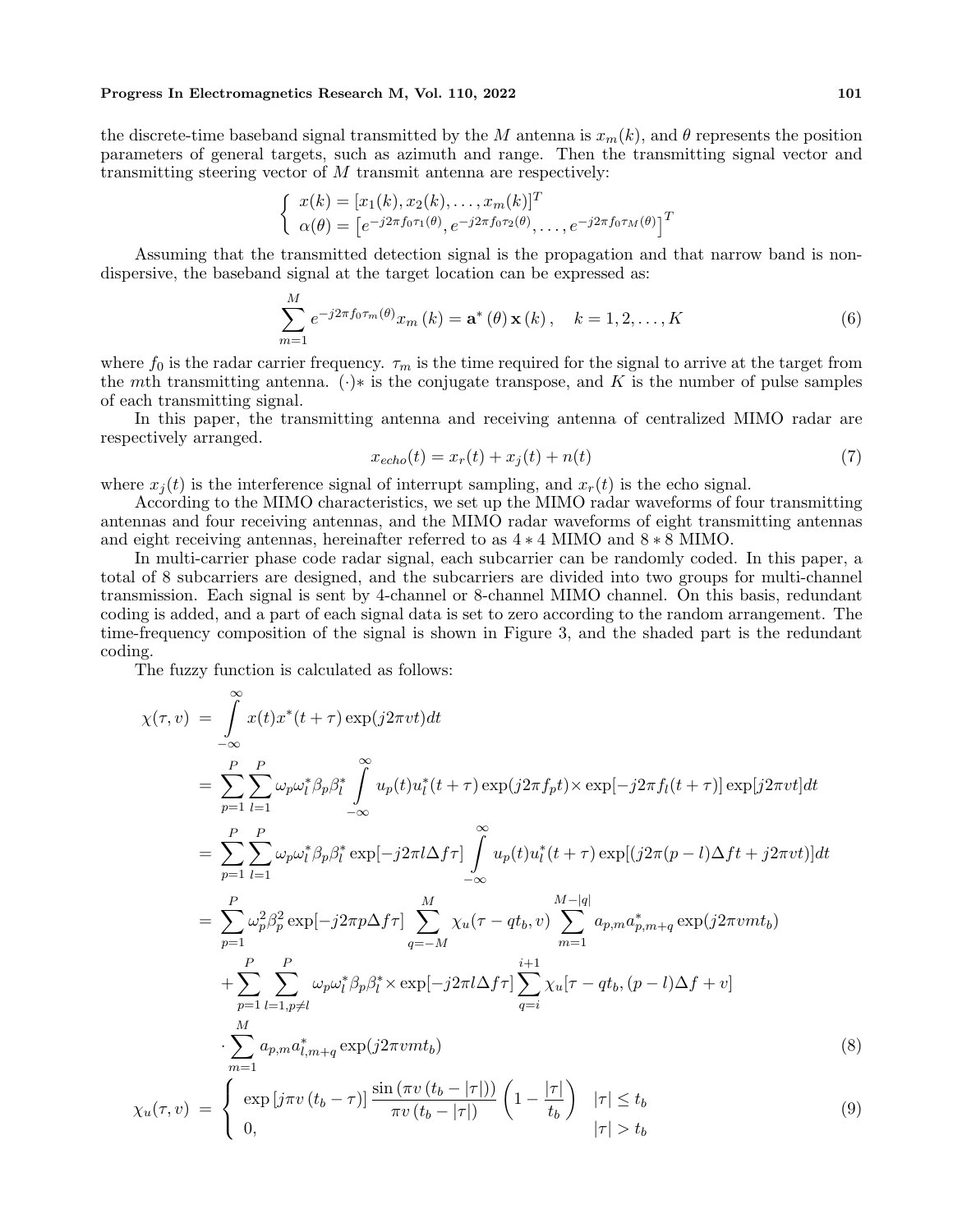the discrete-time baseband signal transmitted by the $M$ antenna is $x_m(k)$, and $\theta$ represents the position parameters of general targets, such as azimuth and range. Then the transmitting signal vector and transmitting steering vector of $M$ transmit antenna are respectively:

$$\begin{cases} x(k) = [x_1(k), x_2(k), \ldots, x_m(k)]^T \\ \alpha(\theta) = \left[e^{-j2\pi f_0 \tau_1(\theta)}, e^{-j2\pi f_0 \tau_2(\theta)}, \ldots, e^{-j2\pi f_0 \tau_M(\theta)}\right]^T \end{cases}$$

Assuming that the transmitted detection signal is the propagation and that narrow band is non-dispersive, the baseband signal at the target location can be expressed as:

$$\sum_{m=1}^{M} e^{-j2\pi f_0 \tau_m(\theta)} x_m(k) = \mathbf{a}^*(\theta)\,\mathbf{x}(k), \quad k = 1, 2, \ldots, K \tag{6}$$

where $f_0$ is the radar carrier frequency. $\tau_m$ is the time required for the signal to arrive at the target from the $m$th transmitting antenna. $(\cdot)*$ is the conjugate transpose, and $K$ is the number of pulse samples of each transmitting signal.

In this paper, the transmitting antenna and receiving antenna of centralized MIMO radar are respectively arranged.

$$x_{echo}(t) = x_r(t) + x_j(t) + n(t) \tag{7}$$

where $x_j(t)$ is the interference signal of interrupt sampling, and $x_r(t)$ is the echo signal.

According to the MIMO characteristics, we set up the MIMO radar waveforms of four transmitting antennas and four receiving antennas, and the MIMO radar waveforms of eight transmitting antennas and eight receiving antennas, hereinafter referred to as $4*4$ MIMO and $8*8$ MIMO.

In multi-carrier phase code radar signal, each subcarrier can be randomly coded. In this paper, a total of 8 subcarriers are designed, and the subcarriers are divided into two groups for multi-channel transmission. Each signal is sent by 4-channel or 8-channel MIMO channel. On this basis, redundant coding is added, and a part of each signal data is set to zero according to the random arrangement. The time-frequency composition of the signal is shown in Figure 3, and the shaded part is the redundant coding.

The fuzzy function is calculated as follows:

$$\begin{aligned}
\chi(\tau, v) &= \int_{-\infty}^{\infty} x(t) x^*(t+\tau) \exp(j2\pi v t) dt \\
&= \sum_{p=1}^{P} \sum_{l=1}^{P} \omega_p \omega_l^* \beta_p \beta_l^* \int_{-\infty}^{\infty} u_p(t) u_l^*(t+\tau) \exp(j2\pi f_p t) \times \exp[-j2\pi f_l(t+\tau)] \exp[j2\pi v t] dt \\
&= \sum_{p=1}^{P} \sum_{l=1}^{P} \omega_p \omega_l^* \beta_p \beta_l^* \exp[-j2\pi l \Delta f \tau] \int_{-\infty}^{\infty} u_p(t) u_l^*(t+\tau) \exp[(j2\pi(p-l)\Delta f t + j2\pi v t)] dt \\
&= \sum_{p=1}^{P} \omega_p^2 \beta_p^2 \exp[-j2\pi p \Delta f \tau] \sum_{q=-M}^{M} \chi_u(\tau - q t_b, v) \sum_{m=1}^{M-|q|} a_{p,m} a_{p,m+q}^* \exp(j2\pi v m t_b) \\
&\quad + \sum_{p=1}^{P} \sum_{l=1, p \neq l}^{P} \omega_p \omega_l^* \beta_p \beta_l^* \times \exp[-j2\pi l \Delta f \tau] \sum_{q=i}^{i+1} \chi_u[\tau - q t_b, (p-l)\Delta f + v] \\
&\quad \cdot \sum_{m=1}^{M} a_{p,m} a_{l,m+q}^* \exp(j2\pi v m t_b)
\end{aligned} \tag{8}$$

$$\chi_u(\tau, v) = \begin{cases} \exp\left[j\pi v\left(t_b - \tau\right)\right] \dfrac{\sin\left(\pi v\left(t_b - |\tau|\right)\right)}{\pi v\left(t_b - |\tau|\right)} \left(1 - \dfrac{|\tau|}{t_b}\right) & |\tau| \leq t_b \\ 0, & |\tau| > t_b \end{cases} \tag{9}$$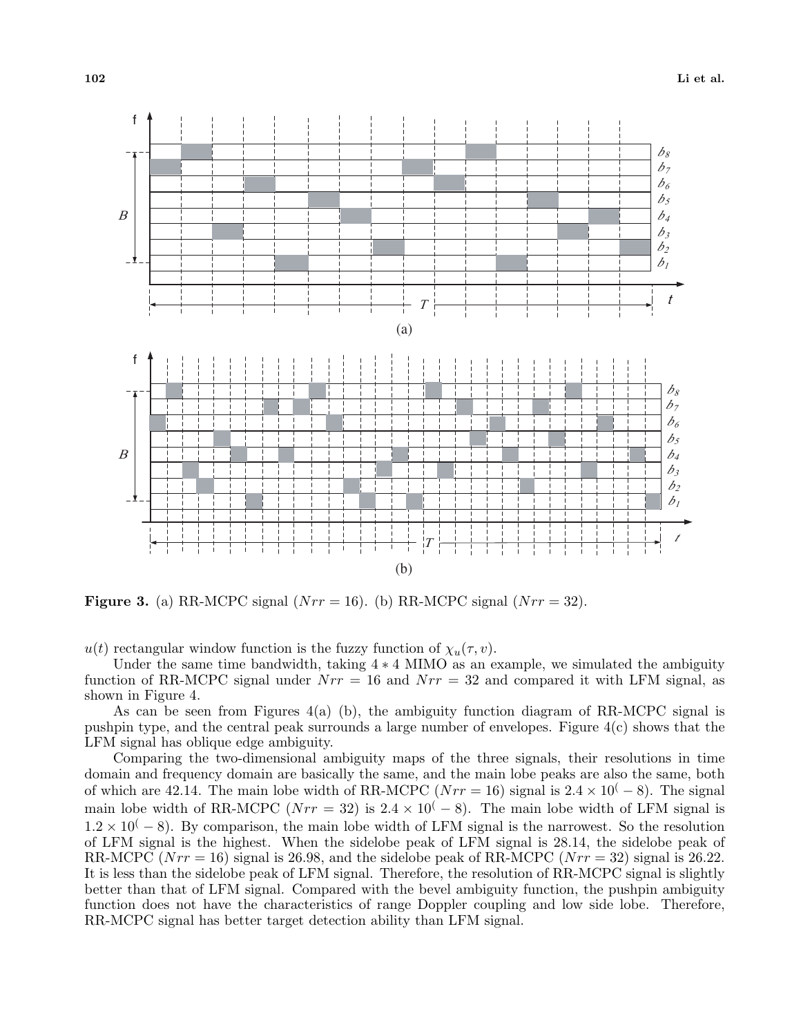Figure 3. (a) RR-MCPC signal ($Nrr = 16$). (b) RR-MCPC signal ($Nrr = 32$).

$u(t)$ rectangular window function is the fuzzy function of $\chi_u(\tau, v)$.

Under the same time bandwidth, taking $4 * 4$ MIMO as an example, we simulated the ambiguity function of RR-MCPC signal under $Nrr = 16$ and $Nrr = 32$ and compared it with LFM signal, as shown in Figure 4.

As can be seen from Figures 4(a) (b), the ambiguity function diagram of RR-MCPC signal is pushpin type, and the central peak surrounds a large number of envelopes. Figure 4(c) shows that the LFM signal has oblique edge ambiguity.

Comparing the two-dimensional ambiguity maps of the three signals, their resolutions in time domain and frequency domain are basically the same, and the main lobe peaks are also the same, both of which are 42.14. The main lobe width of RR-MCPC ($Nrr = 16$) signal is $2.4 \times 10^{(} - 8)$. The signal main lobe width of RR-MCPC ($Nrr = 32$) is $2.4 \times 10^{(} - 8)$. The main lobe width of LFM signal is $1.2 \times 10^{(} - 8)$. By comparison, the main lobe width of LFM signal is the narrowest. So the resolution of LFM signal is the highest. When the sidelobe peak of LFM signal is 28.14, the sidelobe peak of RR-MCPC ($Nrr = 16$) signal is 26.98, and the sidelobe peak of RR-MCPC ($Nrr = 32$) signal is 26.22. It is less than the sidelobe peak of LFM signal. Therefore, the resolution of RR-MCPC signal is slightly better than that of LFM signal. Compared with the bevel ambiguity function, the pushpin ambiguity function does not have the characteristics of range Doppler coupling and low side lobe. Therefore, RR-MCPC signal has better target detection ability than LFM signal.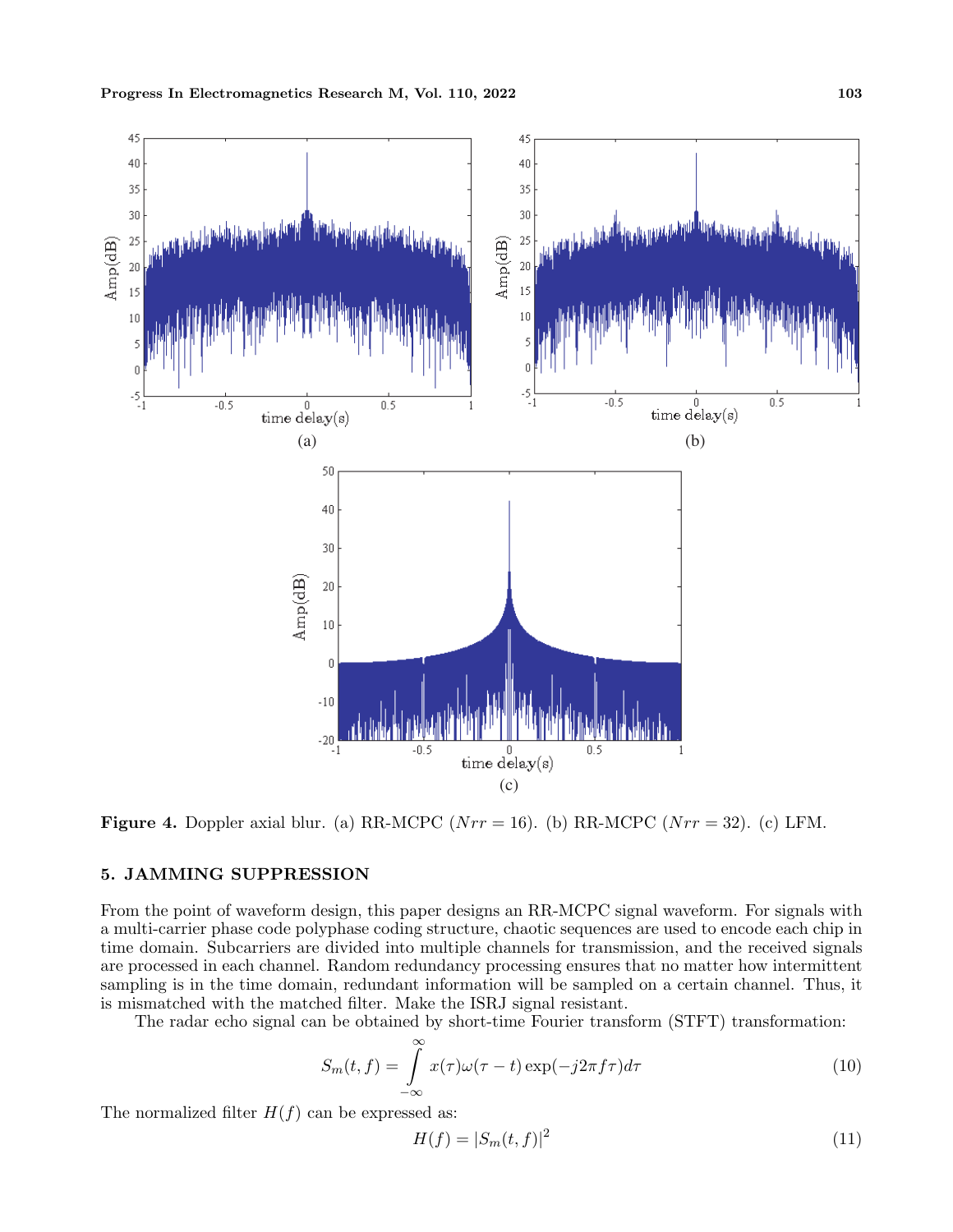**Figure 4.** Doppler axial blur. (a) RR-MCPC ($Nrr = 16$). (b) RR-MCPC ($Nrr = 32$). (c) LFM.

## 5. JAMMING SUPPRESSION

From the point of waveform design, this paper designs an RR-MCPC signal waveform. For signals with a multi-carrier phase code polyphase coding structure, chaotic sequences are used to encode each chip in time domain. Subcarriers are divided into multiple channels for transmission, and the received signals are processed in each channel. Random redundancy processing ensures that no matter how intermittent sampling is in the time domain, redundant information will be sampled on a certain channel. Thus, it is mismatched with the matched filter. Make the ISRJ signal resistant.

The radar echo signal can be obtained by short-time Fourier transform (STFT) transformation:

$$S_m(t, f) = \int_{-\infty}^{\infty} x(\tau)\omega(\tau - t)\exp(-j2\pi f\tau)d\tau \tag{10}$$

The normalized filter $H(f)$ can be expressed as:

$$H(f) = |S_m(t, f)|^2 \tag{11}$$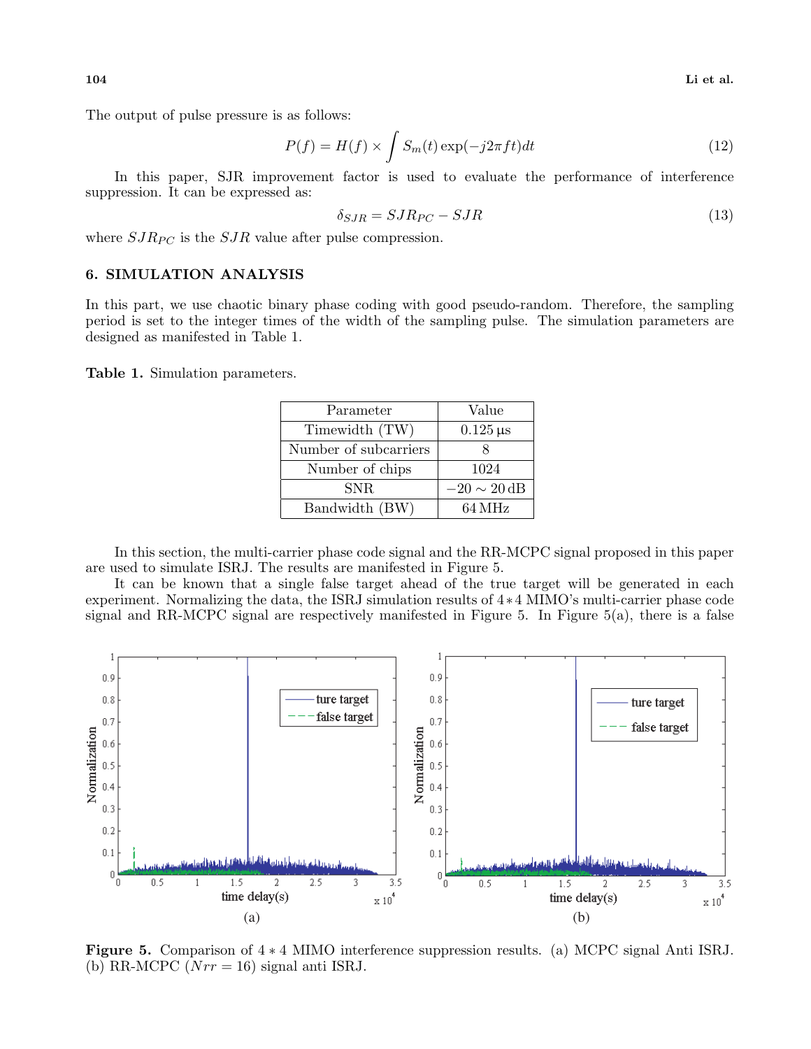The output of pulse pressure is as follows:

$$P(f) = H(f) \times \int S_m(t) \exp(-j2\pi ft)dt \tag{12}$$

In this paper, SJR improvement factor is used to evaluate the performance of interference suppression. It can be expressed as:

$$\delta_{SJR} = SJR_{PC} - SJR \tag{13}$$

where $SJR_{PC}$ is the $SJR$ value after pulse compression.

## 6. SIMULATION ANALYSIS

In this part, we use chaotic binary phase coding with good pseudo-random. Therefore, the sampling period is set to the integer times of the width of the sampling pulse. The simulation parameters are designed as manifested in Table 1.

**Table 1.** Simulation parameters.

| Parameter | Value |
|---|---|
| Timewidth (TW) | 0.125 µs |
| Number of subcarriers | 8 |
| Number of chips | 1024 |
| SNR | $-20 \sim 20$ dB |
| Bandwidth (BW) | 64 MHz |

In this section, the multi-carrier phase code signal and the RR-MCPC signal proposed in this paper are used to simulate ISRJ. The results are manifested in Figure 5.

It can be known that a single false target ahead of the true target will be generated in each experiment. Normalizing the data, the ISRJ simulation results of $4*4$ MIMO's multi-carrier phase code signal and RR-MCPC signal are respectively manifested in Figure 5. In Figure 5(a), there is a false

**Figure 5.** Comparison of $4*4$ MIMO interference suppression results. (a) MCPC signal Anti ISRJ. (b) RR-MCPC ($Nrr = 16$) signal anti ISRJ.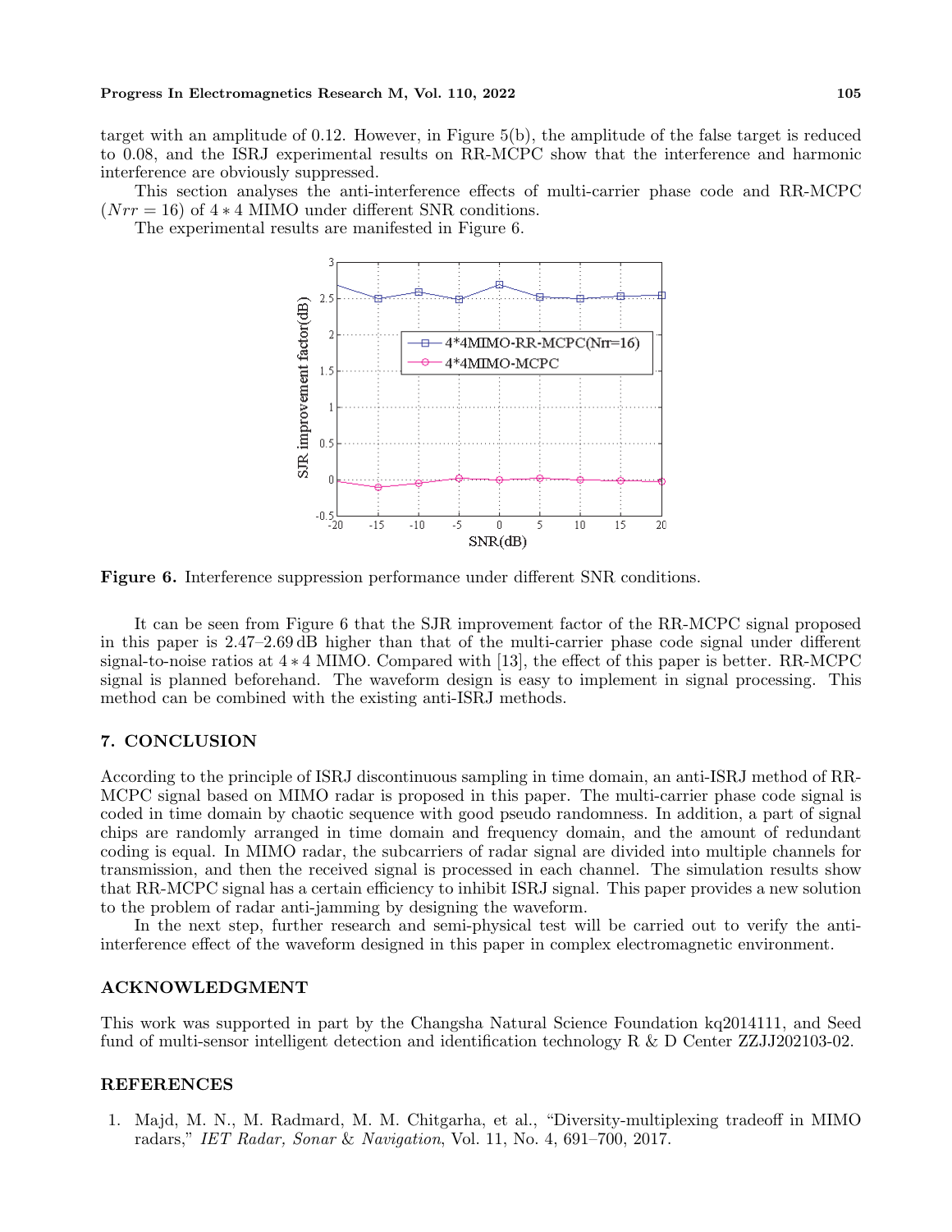target with an amplitude of 0.12. However, in Figure 5(b), the amplitude of the false target is reduced to 0.08, and the ISRJ experimental results on RR-MCPC show that the interference and harmonic interference are obviously suppressed.

This section analyses the anti-interference effects of multi-carrier phase code and RR-MCPC ($Nrr = 16$) of $4 * 4$ MIMO under different SNR conditions.

The experimental results are manifested in Figure 6.

**Figure 6.** Interference suppression performance under different SNR conditions.

It can be seen from Figure 6 that the SJR improvement factor of the RR-MCPC signal proposed in this paper is 2.47–2.69 dB higher than that of the multi-carrier phase code signal under different signal-to-noise ratios at $4 * 4$ MIMO. Compared with [13], the effect of this paper is better. RR-MCPC signal is planned beforehand. The waveform design is easy to implement in signal processing. This method can be combined with the existing anti-ISRJ methods.

## 7. CONCLUSION

According to the principle of ISRJ discontinuous sampling in time domain, an anti-ISRJ method of RR-MCPC signal based on MIMO radar is proposed in this paper. The multi-carrier phase code signal is coded in time domain by chaotic sequence with good pseudo randomness. In addition, a part of signal chips are randomly arranged in time domain and frequency domain, and the amount of redundant coding is equal. In MIMO radar, the subcarriers of radar signal are divided into multiple channels for transmission, and then the received signal is processed in each channel. The simulation results show that RR-MCPC signal has a certain efficiency to inhibit ISRJ signal. This paper provides a new solution to the problem of radar anti-jamming by designing the waveform.

In the next step, further research and semi-physical test will be carried out to verify the anti-interference effect of the waveform designed in this paper in complex electromagnetic environment.

## ACKNOWLEDGMENT

This work was supported in part by the Changsha Natural Science Foundation kq2014111, and Seed fund of multi-sensor intelligent detection and identification technology R & D Center ZZJJ202103-02.

## REFERENCES

1. Majd, M. N., M. Radmard, M. M. Chitgarha, et al., "Diversity-multiplexing tradeoff in MIMO radars," *IET Radar, Sonar & Navigation*, Vol. 11, No. 4, 691–700, 2017.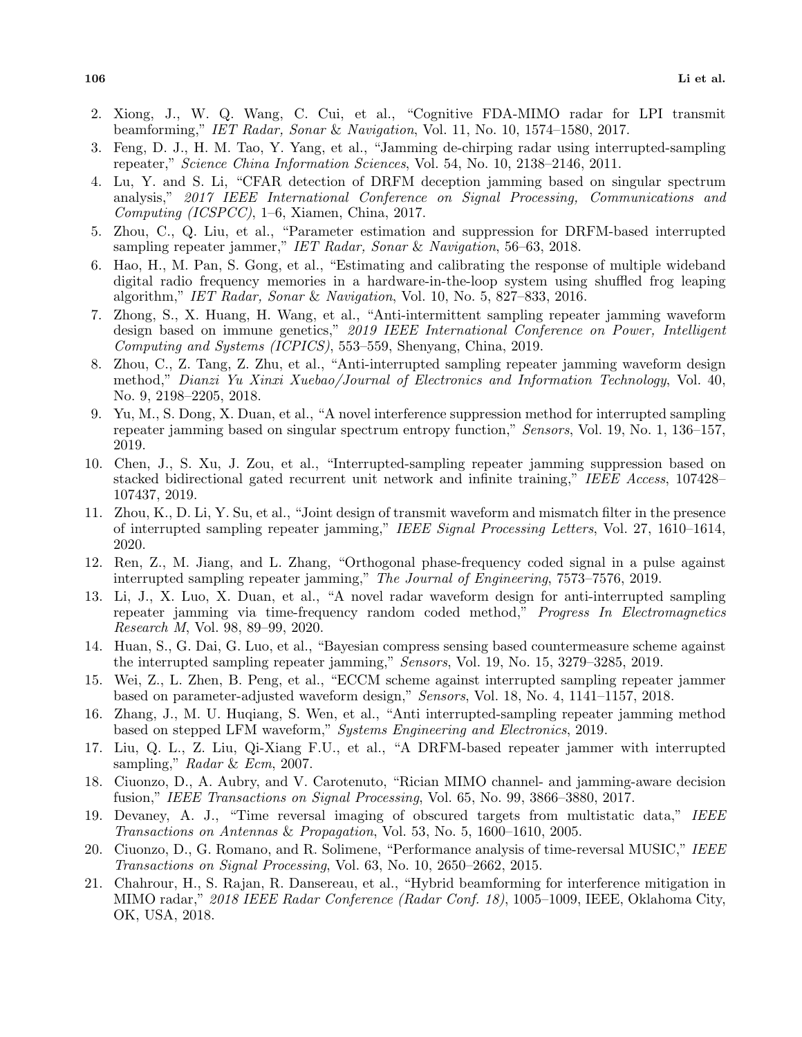2. Xiong, J., W. Q. Wang, C. Cui, et al., "Cognitive FDA-MIMO radar for LPI transmit beamforming," *IET Radar, Sonar & Navigation*, Vol. 11, No. 10, 1574–1580, 2017.
3. Feng, D. J., H. M. Tao, Y. Yang, et al., "Jamming de-chirping radar using interrupted-sampling repeater," *Science China Information Sciences*, Vol. 54, No. 10, 2138–2146, 2011.
4. Lu, Y. and S. Li, "CFAR detection of DRFM deception jamming based on singular spectrum analysis," *2017 IEEE International Conference on Signal Processing, Communications and Computing (ICSPCC)*, 1–6, Xiamen, China, 2017.
5. Zhou, C., Q. Liu, et al., "Parameter estimation and suppression for DRFM-based interrupted sampling repeater jammer," *IET Radar, Sonar & Navigation*, 56–63, 2018.
6. Hao, H., M. Pan, S. Gong, et al., "Estimating and calibrating the response of multiple wideband digital radio frequency memories in a hardware-in-the-loop system using shuffled frog leaping algorithm," *IET Radar, Sonar & Navigation*, Vol. 10, No. 5, 827–833, 2016.
7. Zhong, S., X. Huang, H. Wang, et al., "Anti-intermittent sampling repeater jamming waveform design based on immune genetics," *2019 IEEE International Conference on Power, Intelligent Computing and Systems (ICPICS)*, 553–559, Shenyang, China, 2019.
8. Zhou, C., Z. Tang, Z. Zhu, et al., "Anti-interrupted sampling repeater jamming waveform design method," *Dianzi Yu Xinxi Xuebao/Journal of Electronics and Information Technology*, Vol. 40, No. 9, 2198–2205, 2018.
9. Yu, M., S. Dong, X. Duan, et al., "A novel interference suppression method for interrupted sampling repeater jamming based on singular spectrum entropy function," *Sensors*, Vol. 19, No. 1, 136–157, 2019.
10. Chen, J., S. Xu, J. Zou, et al., "Interrupted-sampling repeater jamming suppression based on stacked bidirectional gated recurrent unit network and infinite training," *IEEE Access*, 107428–107437, 2019.
11. Zhou, K., D. Li, Y. Su, et al., "Joint design of transmit waveform and mismatch filter in the presence of interrupted sampling repeater jamming," *IEEE Signal Processing Letters*, Vol. 27, 1610–1614, 2020.
12. Ren, Z., M. Jiang, and L. Zhang, "Orthogonal phase-frequency coded signal in a pulse against interrupted sampling repeater jamming," *The Journal of Engineering*, 7573–7576, 2019.
13. Li, J., X. Luo, X. Duan, et al., "A novel radar waveform design for anti-interrupted sampling repeater jamming via time-frequency random coded method," *Progress In Electromagnetics Research M*, Vol. 98, 89–99, 2020.
14. Huan, S., G. Dai, G. Luo, et al., "Bayesian compress sensing based countermeasure scheme against the interrupted sampling repeater jamming," *Sensors*, Vol. 19, No. 15, 3279–3285, 2019.
15. Wei, Z., L. Zhen, B. Peng, et al., "ECCM scheme against interrupted sampling repeater jammer based on parameter-adjusted waveform design," *Sensors*, Vol. 18, No. 4, 1141–1157, 2018.
16. Zhang, J., M. U. Huqiang, S. Wen, et al., "Anti interrupted-sampling repeater jamming method based on stepped LFM waveform," *Systems Engineering and Electronics*, 2019.
17. Liu, Q. L., Z. Liu, Qi-Xiang F.U., et al., "A DRFM-based repeater jammer with interrupted sampling," *Radar & Ecm*, 2007.
18. Ciuonzo, D., A. Aubry, and V. Carotenuto, "Rician MIMO channel- and jamming-aware decision fusion," *IEEE Transactions on Signal Processing*, Vol. 65, No. 99, 3866–3880, 2017.
19. Devaney, A. J., "Time reversal imaging of obscured targets from multistatic data," *IEEE Transactions on Antennas & Propagation*, Vol. 53, No. 5, 1600–1610, 2005.
20. Ciuonzo, D., G. Romano, and R. Solimene, "Performance analysis of time-reversal MUSIC," *IEEE Transactions on Signal Processing*, Vol. 63, No. 10, 2650–2662, 2015.
21. Chahrour, H., S. Rajan, R. Dansereau, et al., "Hybrid beamforming for interference mitigation in MIMO radar," *2018 IEEE Radar Conference (Radar Conf. 18)*, 1005–1009, IEEE, Oklahoma City, OK, USA, 2018.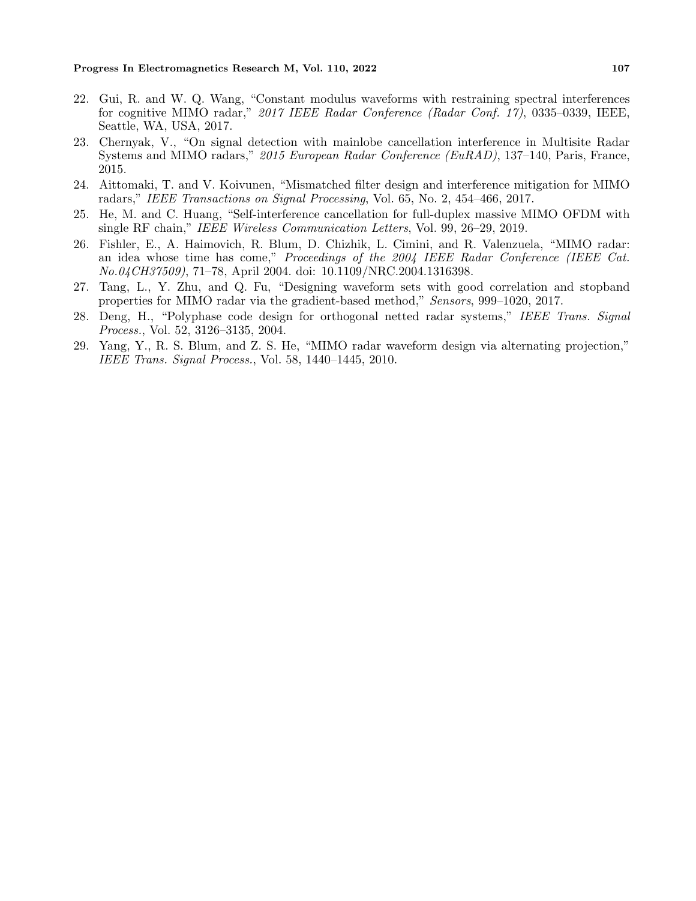22. Gui, R. and W. Q. Wang, "Constant modulus waveforms with restraining spectral interferences for cognitive MIMO radar," *2017 IEEE Radar Conference (Radar Conf. 17)*, 0335–0339, IEEE, Seattle, WA, USA, 2017.
23. Chernyak, V., "On signal detection with mainlobe cancellation interference in Multisite Radar Systems and MIMO radars," *2015 European Radar Conference (EuRAD)*, 137–140, Paris, France, 2015.
24. Aittomaki, T. and V. Koivunen, "Mismatched filter design and interference mitigation for MIMO radars," *IEEE Transactions on Signal Processing*, Vol. 65, No. 2, 454–466, 2017.
25. He, M. and C. Huang, "Self-interference cancellation for full-duplex massive MIMO OFDM with single RF chain," *IEEE Wireless Communication Letters*, Vol. 99, 26–29, 2019.
26. Fishler, E., A. Haimovich, R. Blum, D. Chizhik, L. Cimini, and R. Valenzuela, "MIMO radar: an idea whose time has come," *Proceedings of the 2004 IEEE Radar Conference (IEEE Cat. No.04CH37509)*, 71–78, April 2004. doi: 10.1109/NRC.2004.1316398.
27. Tang, L., Y. Zhu, and Q. Fu, "Designing waveform sets with good correlation and stopband properties for MIMO radar via the gradient-based method," *Sensors*, 999–1020, 2017.
28. Deng, H., "Polyphase code design for orthogonal netted radar systems," *IEEE Trans. Signal Process.*, Vol. 52, 3126–3135, 2004.
29. Yang, Y., R. S. Blum, and Z. S. He, "MIMO radar waveform design via alternating projection," *IEEE Trans. Signal Process.*, Vol. 58, 1440–1445, 2010.